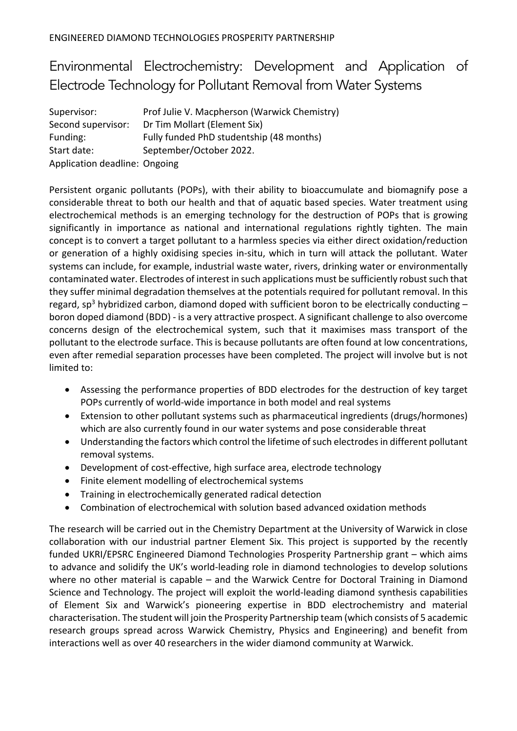ENGINEERED DIAMOND TECHNOLOGIES PROSPERITY PARTNERSHIP

# Environmental Electrochemistry: Development and Application of Electrode Technology for Pollutant Removal from Water Systems

Supervisor: Prof Julie V. Macpherson (Warwick Chemistry)
Second supervisor: Dr Tim Mollart (Element Six)
Funding: Fully funded PhD studentship (48 months)
Start date: September/October 2022.
Application deadline: Ongoing

Persistent organic pollutants (POPs), with their ability to bioaccumulate and biomagnify pose a considerable threat to both our health and that of aquatic based species. Water treatment using electrochemical methods is an emerging technology for the destruction of POPs that is growing significantly in importance as national and international regulations rightly tighten. The main concept is to convert a target pollutant to a harmless species via either direct oxidation/reduction or generation of a highly oxidising species in-situ, which in turn will attack the pollutant. Water systems can include, for example, industrial waste water, rivers, drinking water or environmentally contaminated water. Electrodes of interest in such applications must be sufficiently robust such that they suffer minimal degradation themselves at the potentials required for pollutant removal. In this regard, $sp^3$ hybridized carbon, diamond doped with sufficient boron to be electrically conducting – boron doped diamond (BDD) - is a very attractive prospect. A significant challenge to also overcome concerns design of the electrochemical system, such that it maximises mass transport of the pollutant to the electrode surface. This is because pollutants are often found at low concentrations, even after remedial separation processes have been completed. The project will involve but is not limited to:

- Assessing the performance properties of BDD electrodes for the destruction of key target POPs currently of world-wide importance in both model and real systems
- Extension to other pollutant systems such as pharmaceutical ingredients (drugs/hormones) which are also currently found in our water systems and pose considerable threat
- Understanding the factors which control the lifetime of such electrodes in different pollutant removal systems.
- Development of cost-effective, high surface area, electrode technology
- Finite element modelling of electrochemical systems
- Training in electrochemically generated radical detection
- Combination of electrochemical with solution based advanced oxidation methods

The research will be carried out in the Chemistry Department at the University of Warwick in close collaboration with our industrial partner Element Six. This project is supported by the recently funded UKRI/EPSRC Engineered Diamond Technologies Prosperity Partnership grant – which aims to advance and solidify the UK's world-leading role in diamond technologies to develop solutions where no other material is capable – and the Warwick Centre for Doctoral Training in Diamond Science and Technology. The project will exploit the world-leading diamond synthesis capabilities of Element Six and Warwick's pioneering expertise in BDD electrochemistry and material characterisation. The student will join the Prosperity Partnership team (which consists of 5 academic research groups spread across Warwick Chemistry, Physics and Engineering) and benefit from interactions well as over 40 researchers in the wider diamond community at Warwick.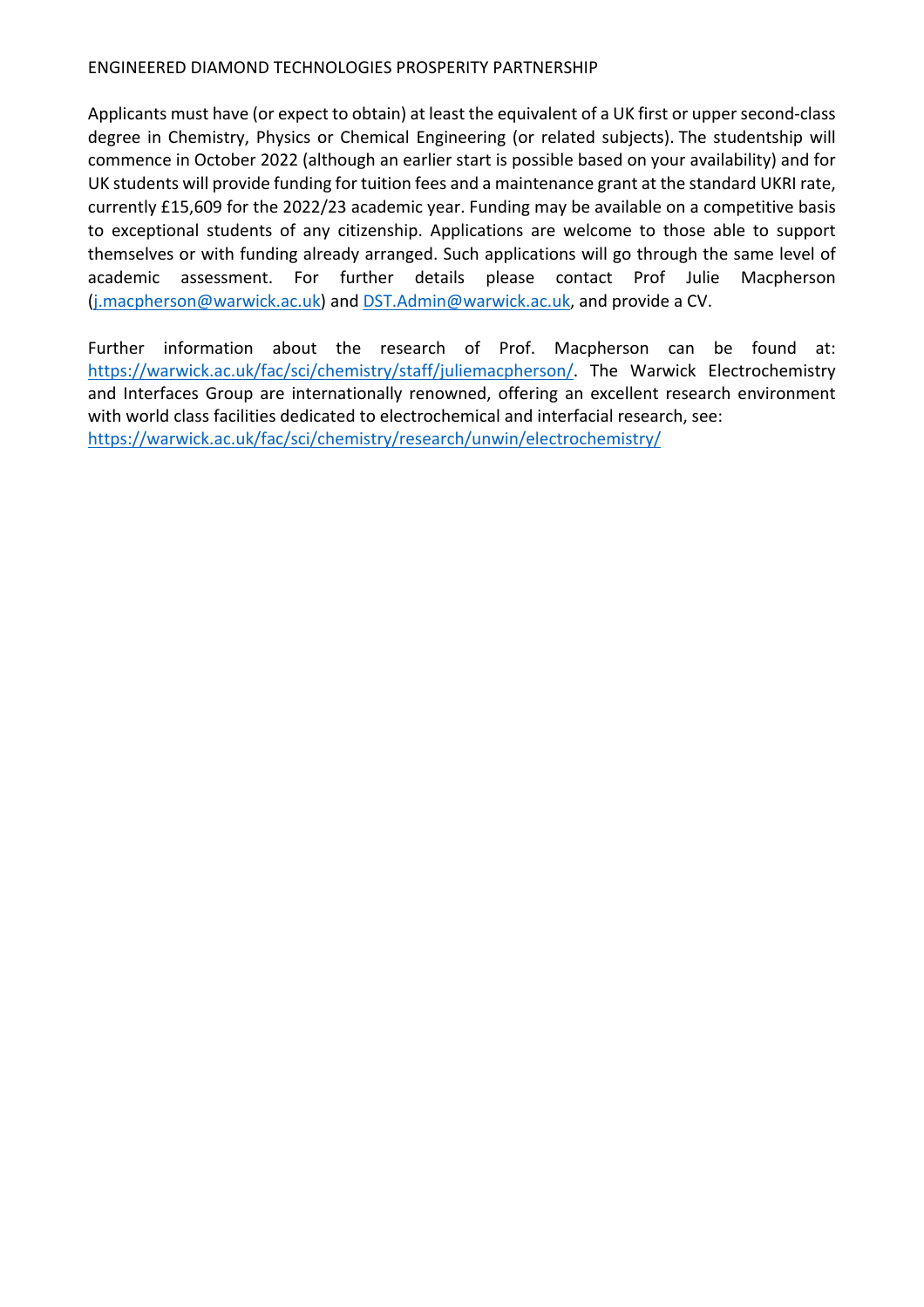ENGINEERED DIAMOND TECHNOLOGIES PROSPERITY PARTNERSHIP

Applicants must have (or expect to obtain) at least the equivalent of a UK first or upper second-class degree in Chemistry, Physics or Chemical Engineering (or related subjects). The studentship will commence in October 2022 (although an earlier start is possible based on your availability) and for UK students will provide funding for tuition fees and a maintenance grant at the standard UKRI rate, currently £15,609 for the 2022/23 academic year. Funding may be available on a competitive basis to exceptional students of any citizenship. Applications are welcome to those able to support themselves or with funding already arranged. Such applications will go through the same level of academic assessment. For further details please contact Prof Julie Macpherson (j.macpherson@warwick.ac.uk) and DST.Admin@warwick.ac.uk, and provide a CV.

Further information about the research of Prof. Macpherson can be found at: https://warwick.ac.uk/fac/sci/chemistry/staff/juliemacpherson/. The Warwick Electrochemistry and Interfaces Group are internationally renowned, offering an excellent research environment with world class facilities dedicated to electrochemical and interfacial research, see: https://warwick.ac.uk/fac/sci/chemistry/research/unwin/electrochemistry/